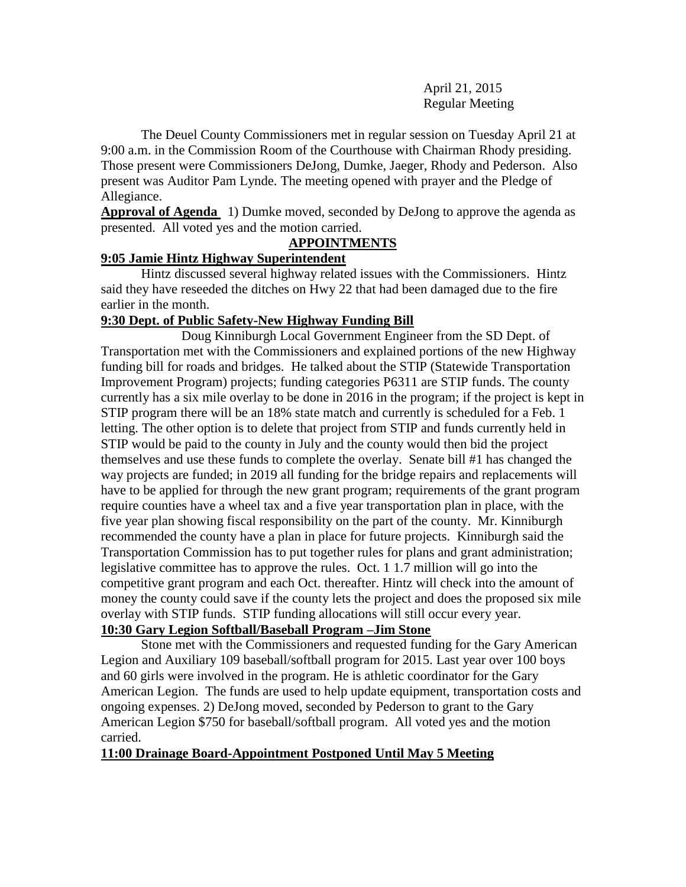April 21, 2015
Regular Meeting

The Deuel County Commissioners met in regular session on Tuesday April 21 at 9:00 a.m. in the Commission Room of the Courthouse with Chairman Rhody presiding. Those present were Commissioners DeJong, Dumke, Jaeger, Rhody and Pederson. Also present was Auditor Pam Lynde. The meeting opened with prayer and the Pledge of Allegiance.

**Approval of Agenda** 1) Dumke moved, seconded by DeJong to approve the agenda as presented. All voted yes and the motion carried.

## APPOINTMENTS

### 9:05 Jamie Hintz Highway Superintendent

Hintz discussed several highway related issues with the Commissioners. Hintz said they have reseeded the ditches on Hwy 22 that had been damaged due to the fire earlier in the month.

### 9:30 Dept. of Public Safety-New Highway Funding Bill

Doug Kinniburgh Local Government Engineer from the SD Dept. of Transportation met with the Commissioners and explained portions of the new Highway funding bill for roads and bridges. He talked about the STIP (Statewide Transportation Improvement Program) projects; funding categories P6311 are STIP funds. The county currently has a six mile overlay to be done in 2016 in the program; if the project is kept in STIP program there will be an 18% state match and currently is scheduled for a Feb. 1 letting. The other option is to delete that project from STIP and funds currently held in STIP would be paid to the county in July and the county would then bid the project themselves and use these funds to complete the overlay. Senate bill #1 has changed the way projects are funded; in 2019 all funding for the bridge repairs and replacements will have to be applied for through the new grant program; requirements of the grant program require counties have a wheel tax and a five year transportation plan in place, with the five year plan showing fiscal responsibility on the part of the county. Mr. Kinniburgh recommended the county have a plan in place for future projects. Kinniburgh said the Transportation Commission has to put together rules for plans and grant administration; legislative committee has to approve the rules. Oct. 1 1.7 million will go into the competitive grant program and each Oct. thereafter. Hintz will check into the amount of money the county could save if the county lets the project and does the proposed six mile overlay with STIP funds. STIP funding allocations will still occur every year.

### 10:30 Gary Legion Softball/Baseball Program –Jim Stone

Stone met with the Commissioners and requested funding for the Gary American Legion and Auxiliary 109 baseball/softball program for 2015. Last year over 100 boys and 60 girls were involved in the program. He is athletic coordinator for the Gary American Legion. The funds are used to help update equipment, transportation costs and ongoing expenses. 2) DeJong moved, seconded by Pederson to grant to the Gary American Legion $750 for baseball/softball program. All voted yes and the motion carried.

### 11:00 Drainage Board-Appointment Postponed Until May 5 Meeting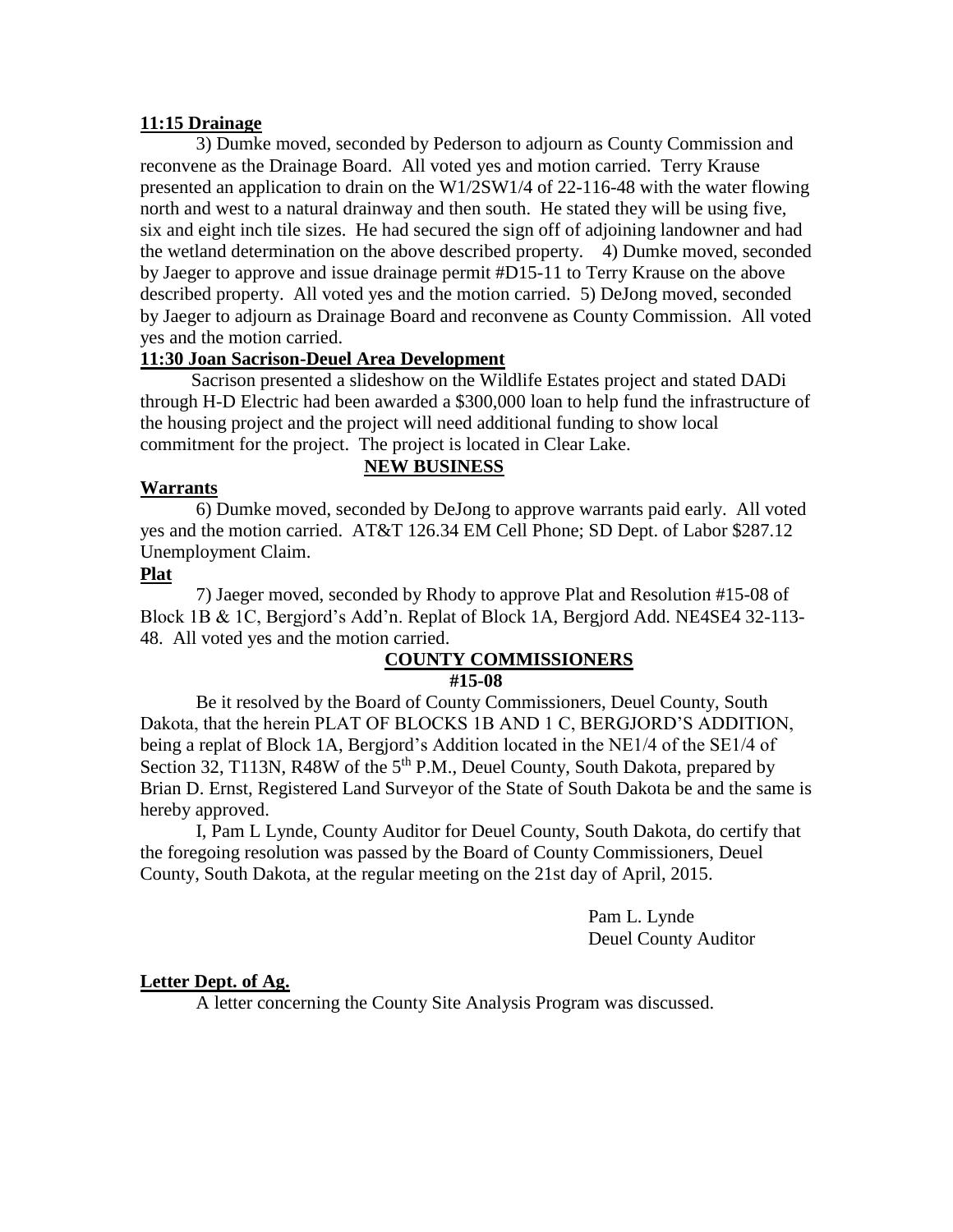**11:15 Drainage**

3) Dumke moved, seconded by Pederson to adjourn as County Commission and reconvene as the Drainage Board. All voted yes and motion carried. Terry Krause presented an application to drain on the W1/2SW1/4 of 22-116-48 with the water flowing north and west to a natural drainway and then south. He stated they will be using five, six and eight inch tile sizes. He had secured the sign off of adjoining landowner and had the wetland determination on the above described property. 4) Dumke moved, seconded by Jaeger to approve and issue drainage permit #D15-11 to Terry Krause on the above described property. All voted yes and the motion carried. 5) DeJong moved, seconded by Jaeger to adjourn as Drainage Board and reconvene as County Commission. All voted yes and the motion carried.

**11:30 Joan Sacrison-Deuel Area Development**

Sacrison presented a slideshow on the Wildlife Estates project and stated DADi through H-D Electric had been awarded a $300,000 loan to help fund the infrastructure of the housing project and the project will need additional funding to show local commitment for the project. The project is located in Clear Lake.

**NEW BUSINESS**

**Warrants**

6) Dumke moved, seconded by DeJong to approve warrants paid early. All voted yes and the motion carried. AT&T 126.34 EM Cell Phone; SD Dept. of Labor $287.12 Unemployment Claim.

**Plat**

7) Jaeger moved, seconded by Rhody to approve Plat and Resolution #15-08 of Block 1B & 1C, Bergjord's Add'n. Replat of Block 1A, Bergjord Add. NE4SE4 32-113-48. All voted yes and the motion carried.

**COUNTY COMMISSIONERS**
**#15-08**

Be it resolved by the Board of County Commissioners, Deuel County, South Dakota, that the herein PLAT OF BLOCKS 1B AND 1 C, BERGJORD'S ADDITION, being a replat of Block 1A, Bergjord's Addition located in the NE1/4 of the SE1/4 of Section 32, T113N, R48W of the 5th P.M., Deuel County, South Dakota, prepared by Brian D. Ernst, Registered Land Surveyor of the State of South Dakota be and the same is hereby approved.

I, Pam L Lynde, County Auditor for Deuel County, South Dakota, do certify that the foregoing resolution was passed by the Board of County Commissioners, Deuel County, South Dakota, at the regular meeting on the 21st day of April, 2015.

Pam L. Lynde
Deuel County Auditor

**Letter Dept. of Ag.**

A letter concerning the County Site Analysis Program was discussed.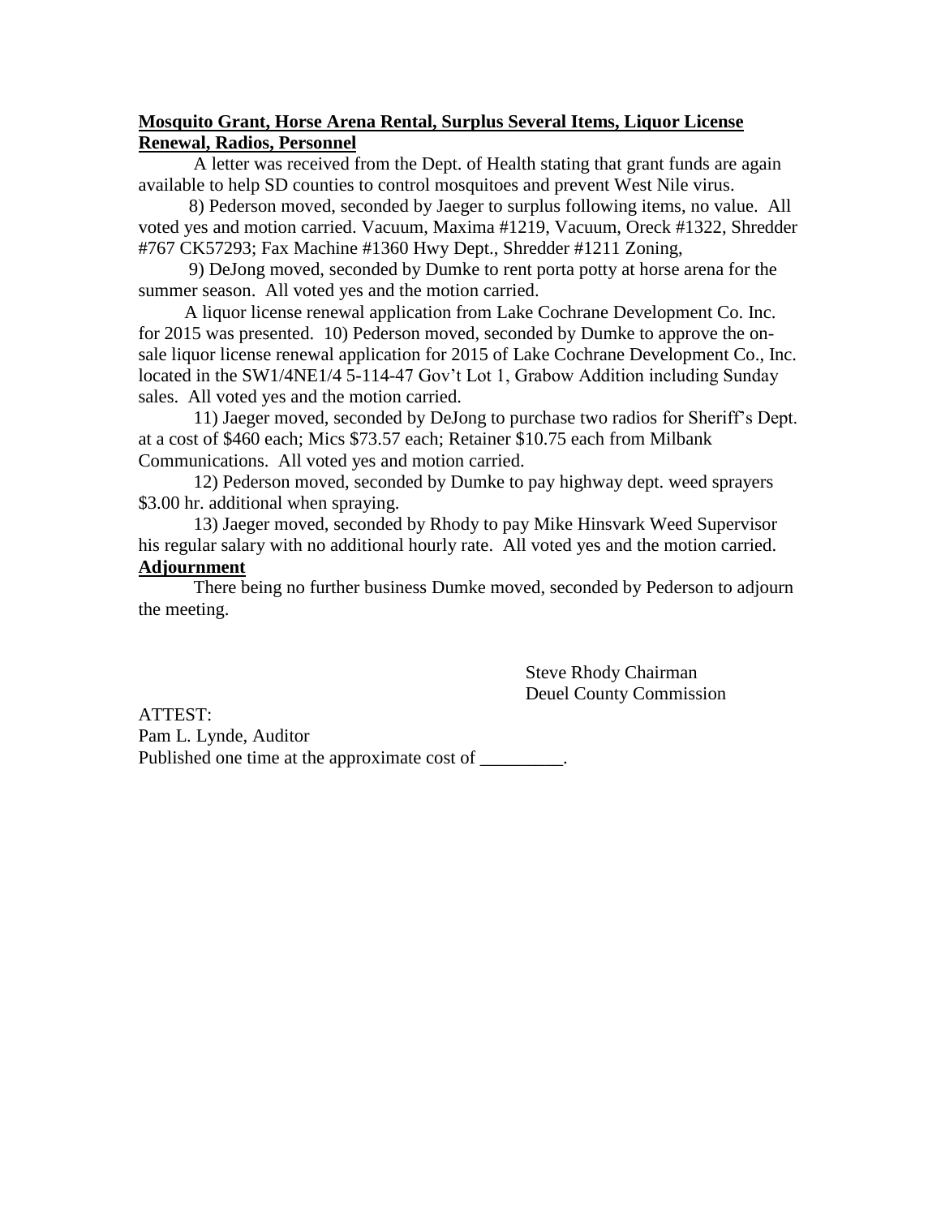**Mosquito Grant, Horse Arena Rental, Surplus Several Items, Liquor License Renewal, Radios, Personnel**

A letter was received from the Dept. of Health stating that grant funds are again available to help SD counties to control mosquitoes and prevent West Nile virus.

8) Pederson moved, seconded by Jaeger to surplus following items, no value. All voted yes and motion carried. Vacuum, Maxima #1219, Vacuum, Oreck #1322, Shredder #767 CK57293; Fax Machine #1360 Hwy Dept., Shredder #1211 Zoning,

9) DeJong moved, seconded by Dumke to rent porta potty at horse arena for the summer season. All voted yes and the motion carried.

A liquor license renewal application from Lake Cochrane Development Co. Inc. for 2015 was presented. 10) Pederson moved, seconded by Dumke to approve the on-sale liquor license renewal application for 2015 of Lake Cochrane Development Co., Inc. located in the SW1/4NE1/4 5-114-47 Gov't Lot 1, Grabow Addition including Sunday sales. All voted yes and the motion carried.

11) Jaeger moved, seconded by DeJong to purchase two radios for Sheriff's Dept. at a cost of $460 each; Mics $73.57 each; Retainer $10.75 each from Milbank Communications. All voted yes and motion carried.

12) Pederson moved, seconded by Dumke to pay highway dept. weed sprayers $3.00 hr. additional when spraying.

13) Jaeger moved, seconded by Rhody to pay Mike Hinsvark Weed Supervisor his regular salary with no additional hourly rate. All voted yes and the motion carried.

**Adjournment**

There being no further business Dumke moved, seconded by Pederson to adjourn the meeting.

Steve Rhody Chairman
Deuel County Commission

ATTEST:
Pam L. Lynde, Auditor
Published one time at the approximate cost of _________.